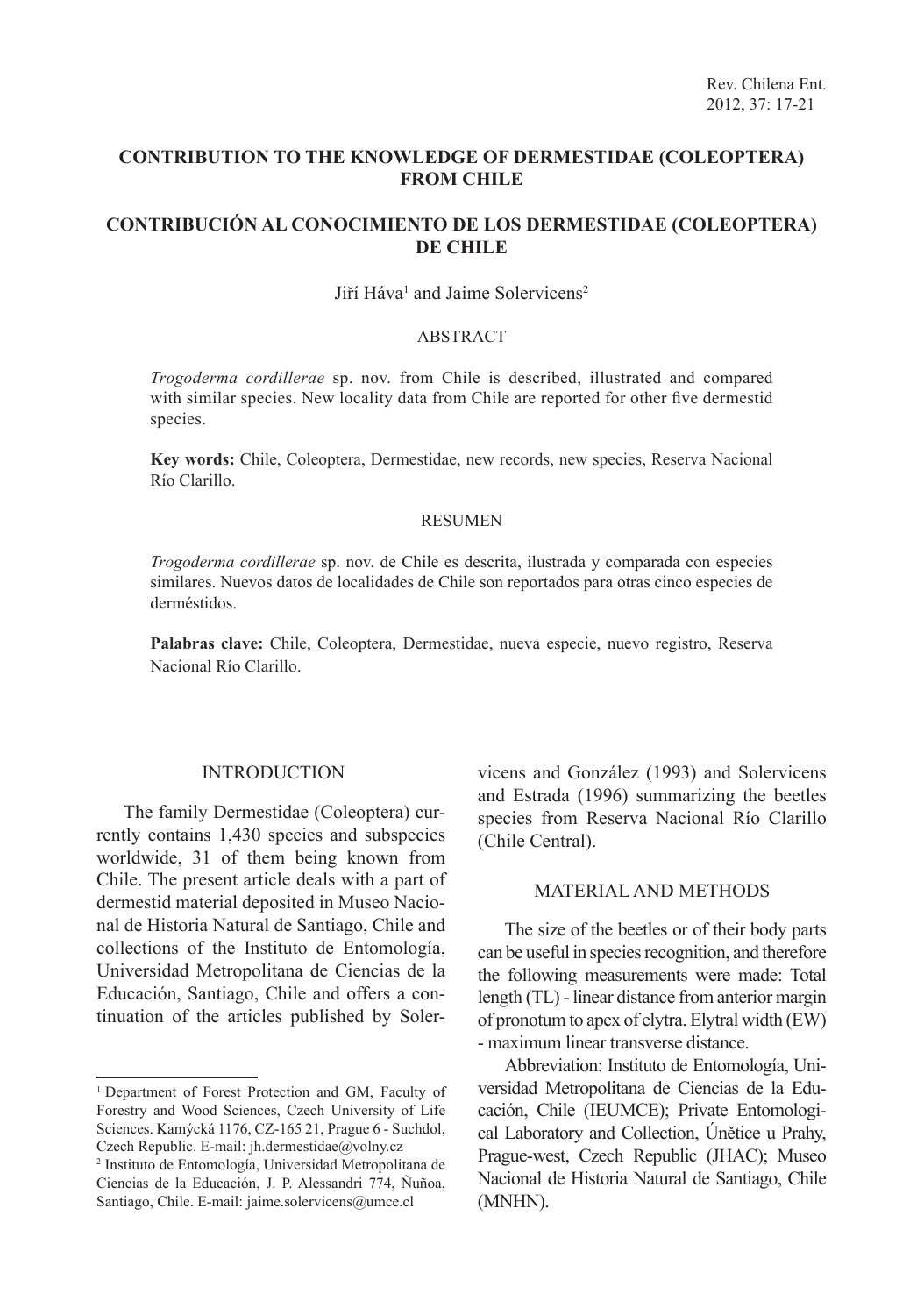# CONTRIBUTION TO THE KNOWLEDGE OF DERMESTIDAE (COLEOPTERA) FROM CHILE

# CONTRIBUCIÓN AL CONOCIMIENTO DE LOS DERMESTIDAE (COLEOPTERA) DE CHILE

Jiří Háva[1] and Jaime Solervicens[2]

## ABSTRACT

*Trogoderma cordillerae* sp. nov. from Chile is described, illustrated and compared with similar species. New locality data from Chile are reported for other five dermestid species.

**Key words:** Chile, Coleoptera, Dermestidae, new records, new species, Reserva Nacional Río Clarillo.

## RESUMEN

*Trogoderma cordillerae* sp. nov. de Chile es descrita, ilustrada y comparada con especies similares. Nuevos datos de localidades de Chile son reportados para otras cinco especies de derméstidos.

**Palabras clave:** Chile, Coleoptera, Dermestidae, nueva especie, nuevo registro, Reserva Nacional Río Clarillo.

## INTRODUCTION

The family Dermestidae (Coleoptera) currently contains 1,430 species and subspecies worldwide, 31 of them being known from Chile. The present article deals with a part of dermestid material deposited in Museo Nacional de Historia Natural de Santiago, Chile and collections of the Instituto de Entomología, Universidad Metropolitana de Ciencias de la Educación, Santiago, Chile and offers a continuation of the articles published by Solervicens and González (1993) and Solervicens and Estrada (1996) summarizing the beetles species from Reserva Nacional Río Clarillo (Chile Central).

## MATERIAL AND METHODS

The size of the beetles or of their body parts can be useful in species recognition, and therefore the following measurements were made: Total length (TL) - linear distance from anterior margin of pronotum to apex of elytra. Elytral width (EW) - maximum linear transverse distance.

Abbreviation: Instituto de Entomología, Universidad Metropolitana de Ciencias de la Educación, Chile (IEUMCE); Private Entomological Laboratory and Collection, Únětice u Prahy, Prague-west, Czech Republic (JHAC); Museo Nacional de Historia Natural de Santiago, Chile (MNHN).

---

[1] Department of Forest Protection and GM, Faculty of Forestry and Wood Sciences, Czech University of Life Sciences. Kamýcká 1176, CZ-165 21, Prague 6 - Suchdol, Czech Republic. E-mail: jh.dermestidae@volny.cz

[2] Instituto de Entomología, Universidad Metropolitana de Ciencias de la Educación, J. P. Alessandri 774, Ñuñoa, Santiago, Chile. E-mail: jaime.solervicens@umce.cl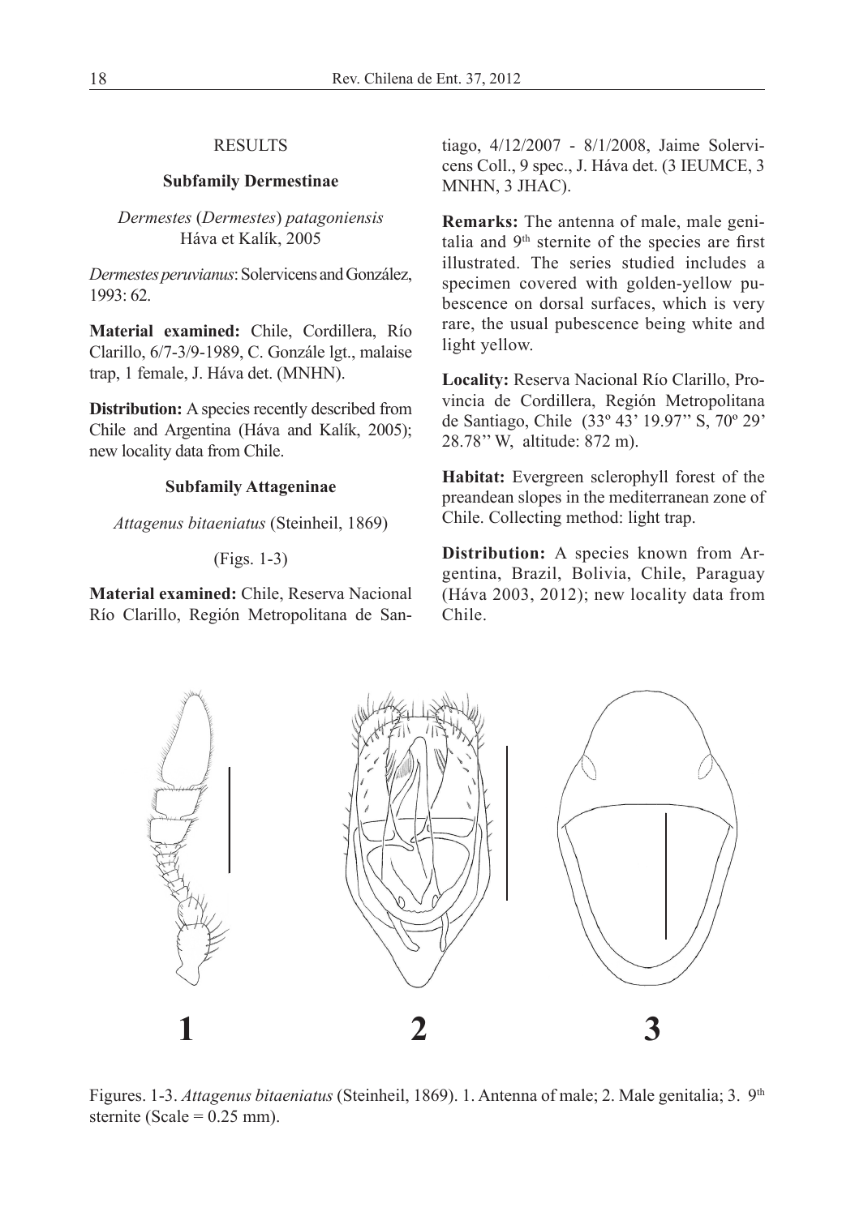## RESULTS

### Subfamily Dermestinae

*Dermestes* (*Dermestes*) *patagoniensis* Háva et Kalík, 2005

*Dermestes peruvianus*: Solervicens and González, 1993: 62.

**Material examined:** Chile, Cordillera, Río Clarillo, 6/7-3/9-1989, C. Gonzále lgt., malaise trap, 1 female, J. Háva det. (MNHN).

**Distribution:** A species recently described from Chile and Argentina (Háva and Kalík, 2005); new locality data from Chile.

### Subfamily Attageninae

*Attagenus bitaeniatus* (Steinheil, 1869)

(Figs. 1-3)

**Material examined:** Chile, Reserva Nacional Río Clarillo, Región Metropolitana de Santiago, 4/12/2007 - 8/1/2008, Jaime Solervicens Coll., 9 spec., J. Háva det. (3 IEUMCE, 3 MNHN, 3 JHAC).

**Remarks:** The antenna of male, male genitalia and 9th sternite of the species are first illustrated. The series studied includes a specimen covered with golden-yellow pubescence on dorsal surfaces, which is very rare, the usual pubescence being white and light yellow.

**Locality:** Reserva Nacional Río Clarillo, Provincia de Cordillera, Región Metropolitana de Santiago, Chile (33º 43' 19.97'' S, 70º 29' 28.78'' W, altitude: 872 m).

**Habitat:** Evergreen sclerophyll forest of the preandean slopes in the mediterranean zone of Chile. Collecting method: light trap.

**Distribution:** A species known from Argentina, Brazil, Bolivia, Chile, Paraguay (Háva 2003, 2012); new locality data from Chile.

Figures. 1-3. *Attagenus bitaeniatus* (Steinheil, 1869). 1. Antenna of male; 2. Male genitalia; 3. 9th sternite (Scale = 0.25 mm).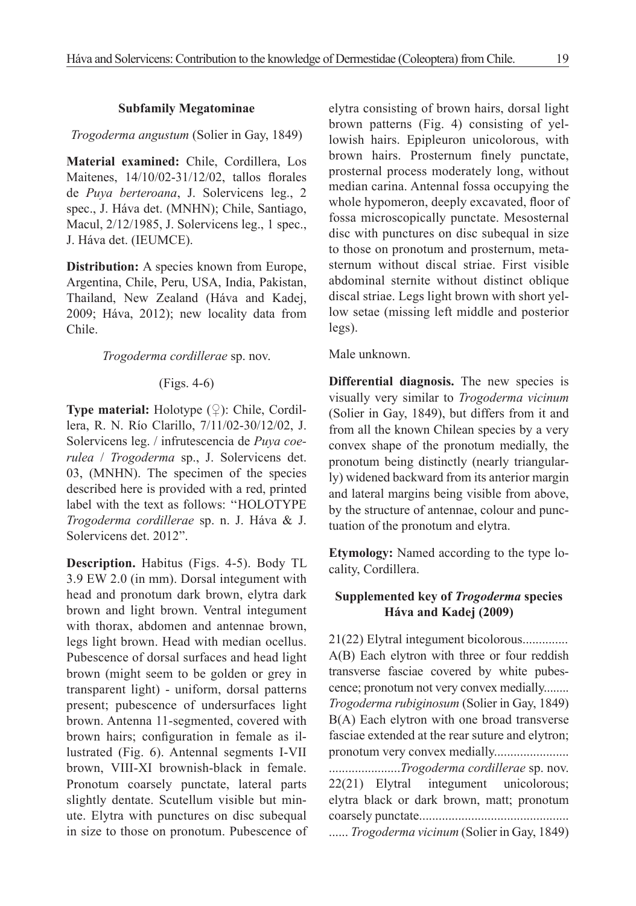### Subfamily Megatominae

*Trogoderma angustum* (Solier in Gay, 1849)

**Material examined:** Chile, Cordillera, Los Maitenes, 14/10/02-31/12/02, tallos florales de *Puya berteroana*, J. Solervicens leg., 2 spec., J. Háva det. (MNHN); Chile, Santiago, Macul, 2/12/1985, J. Solervicens leg., 1 spec., J. Háva det. (IEUMCE).

**Distribution:** A species known from Europe, Argentina, Chile, Peru, USA, India, Pakistan, Thailand, New Zealand (Háva and Kadej, 2009; Háva, 2012); new locality data from Chile.

*Trogoderma cordillerae* sp. nov.

(Figs. 4-6)

**Type material:** Holotype (♀): Chile, Cordillera, R. N. Río Clarillo, 7/11/02-30/12/02, J. Solervicens leg. / infrutescencia de *Puya coerulea* / *Trogoderma* sp., J. Solervicens det. 03, (MNHN). The specimen of the species described here is provided with a red, printed label with the text as follows: "HOLOTYPE *Trogoderma cordillerae* sp. n. J. Háva & J. Solervicens det. 2012".

**Description.** Habitus (Figs. 4-5). Body TL 3.9 EW 2.0 (in mm). Dorsal integument with head and pronotum dark brown, elytra dark brown and light brown. Ventral integument with thorax, abdomen and antennae brown, legs light brown. Head with median ocellus. Pubescence of dorsal surfaces and head light brown (might seem to be golden or grey in transparent light) - uniform, dorsal patterns present; pubescence of undersurfaces light brown. Antenna 11-segmented, covered with brown hairs; configuration in female as illustrated (Fig. 6). Antennal segments I-VII brown, VIII-XI brownish-black in female. Pronotum coarsely punctate, lateral parts slightly dentate. Scutellum visible but minute. Elytra with punctures on disc subequal in size to those on pronotum. Pubescence of elytra consisting of brown hairs, dorsal light brown patterns (Fig. 4) consisting of yellowish hairs. Epipleuron unicolorous, with brown hairs. Prosternum finely punctate, prosternal process moderately long, without median carina. Antennal fossa occupying the whole hypomeron, deeply excavated, floor of fossa microscopically punctate. Mesosternal disc with punctures on disc subequal in size to those on pronotum and prosternum, metasternum without discal striae. First visible abdominal sternite without distinct oblique discal striae. Legs light brown with short yellow setae (missing left middle and posterior legs).

Male unknown.

**Differential diagnosis.** The new species is visually very similar to *Trogoderma vicinum* (Solier in Gay, 1849), but differs from it and from all the known Chilean species by a very convex shape of the pronotum medially, the pronotum being distinctly (nearly triangularly) widened backward from its anterior margin and lateral margins being visible from above, by the structure of antennae, colour and punctuation of the pronotum and elytra.

**Etymology:** Named according to the type locality, Cordillera.

### Supplemented key of *Trogoderma* species Háva and Kadej (2009)

21(22) Elytral integument bicolorous..............
A(B) Each elytron with three or four reddish transverse fasciae covered by white pubescence; pronotum not very convex medially........ *Trogoderma rubiginosum* (Solier in Gay, 1849)
B(A) Each elytron with one broad transverse fasciae extended at the rear suture and elytron; pronotum very convex medially....................... ......................*Trogoderma cordillerae* sp. nov.
22(21) Elytral integument unicolorous; elytra black or dark brown, matt; pronotum coarsely punctate............................................. ...... *Trogoderma vicinum* (Solier in Gay, 1849)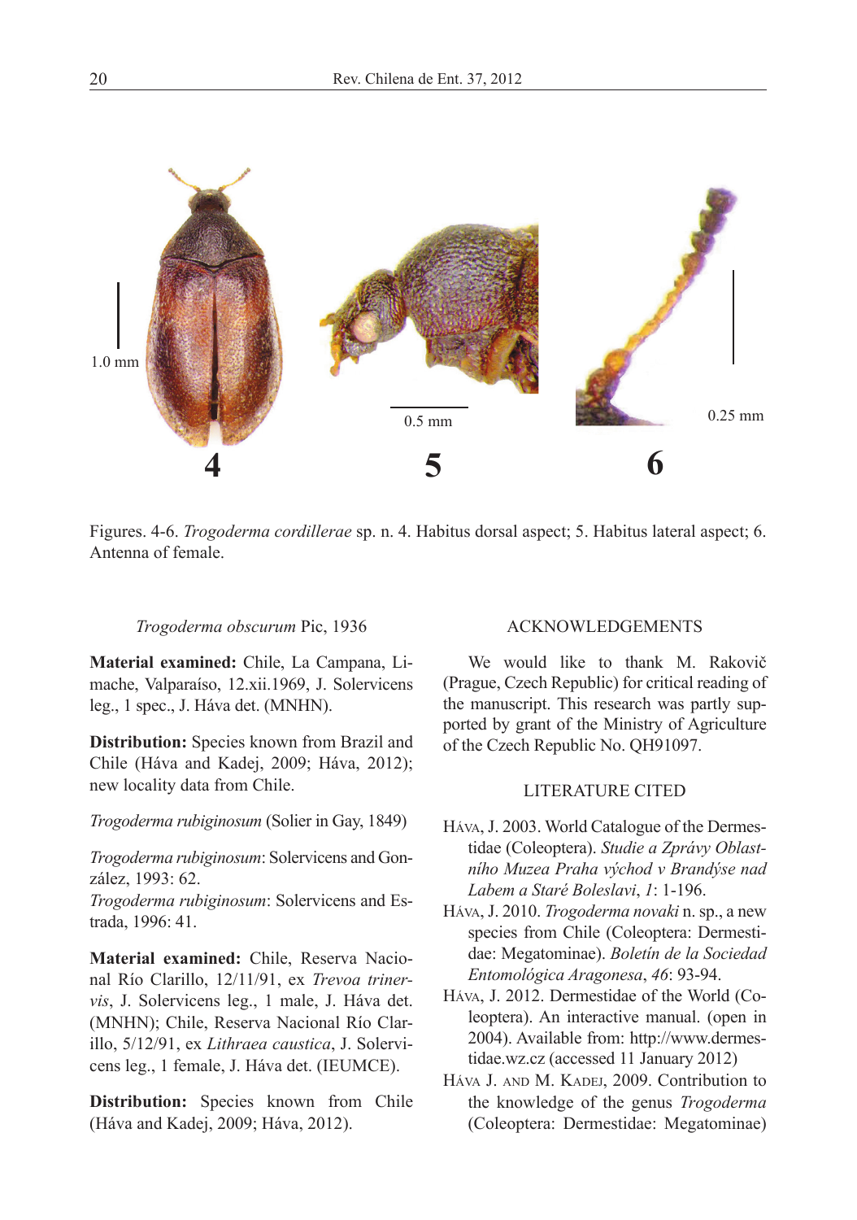Figures. 4-6. *Trogoderma cordillerae* sp. n. 4. Habitus dorsal aspect; 5. Habitus lateral aspect; 6. Antenna of female.

*Trogoderma obscurum* Pic, 1936

**Material examined:** Chile, La Campana, Limache, Valparaíso, 12.xii.1969, J. Solervicens leg., 1 spec., J. Háva det. (MNHN).

**Distribution:** Species known from Brazil and Chile (Háva and Kadej, 2009; Háva, 2012); new locality data from Chile.

*Trogoderma rubiginosum* (Solier in Gay, 1849)

*Trogoderma rubiginosum*: Solervicens and González, 1993: 62.
*Trogoderma rubiginosum*: Solervicens and Estrada, 1996: 41.

**Material examined:** Chile, Reserva Nacional Río Clarillo, 12/11/91, ex *Trevoa trinervis*, J. Solervicens leg., 1 male, J. Háva det. (MNHN); Chile, Reserva Nacional Río Clarillo, 5/12/91, ex *Lithraea caustica*, J. Solervicens leg., 1 female, J. Háva det. (IEUMCE).

**Distribution:** Species known from Chile (Háva and Kadej, 2009; Háva, 2012).

## ACKNOWLEDGEMENTS

We would like to thank M. Rakovič (Prague, Czech Republic) for critical reading of the manuscript. This research was partly supported by grant of the Ministry of Agriculture of the Czech Republic No. QH91097.

## LITERATURE CITED

Háva, J. 2003. World Catalogue of the Dermestidae (Coleoptera). *Studie a Zprávy Oblastního Muzea Praha východ v Brandýse nad Labem a Staré Boleslavi*, *1*: 1-196.

Háva, J. 2010. *Trogoderma novaki* n. sp., a new species from Chile (Coleoptera: Dermestidae: Megatominae). *Boletín de la Sociedad Entomológica Aragonesa*, *46*: 93-94.

Háva, J. 2012. Dermestidae of the World (Coleoptera). An interactive manual. (open in 2004). Available from: http://www.dermestidae.wz.cz (accessed 11 January 2012)

Háva J. and M. Kadej, 2009. Contribution to the knowledge of the genus *Trogoderma* (Coleoptera: Dermestidae: Megatominae)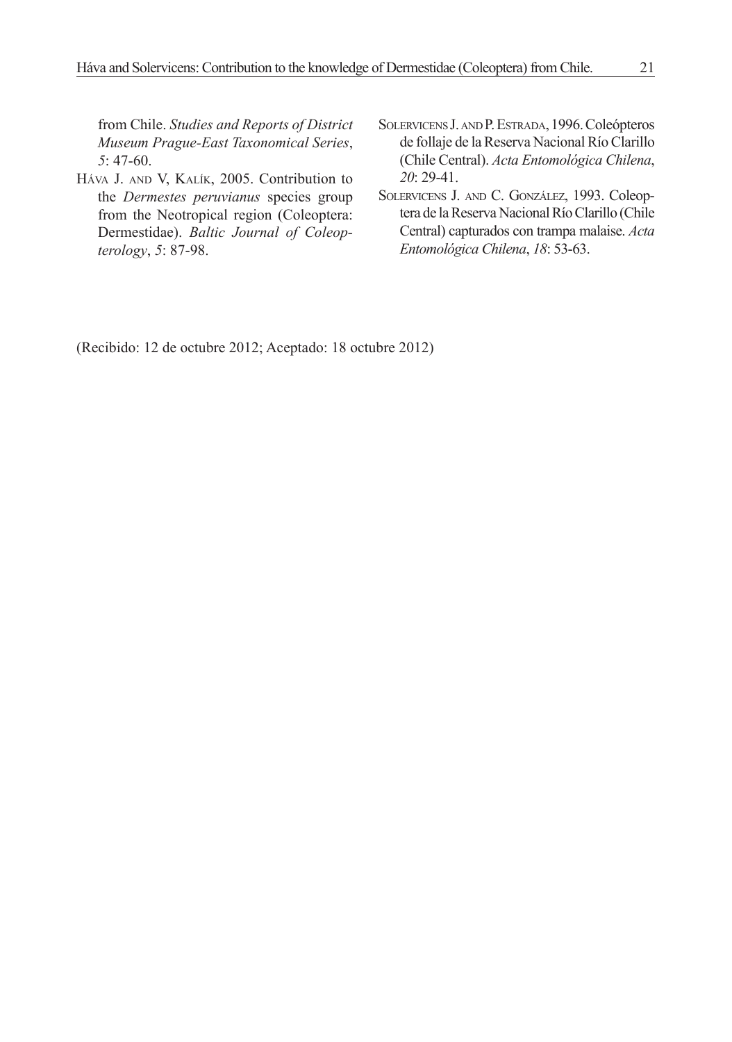from Chile. *Studies and Reports of District Museum Prague-East Taxonomical Series*, *5*: 47-60.

HÁVA J. AND V, KALÍK, 2005. Contribution to the *Dermestes peruvianus* species group from the Neotropical region (Coleoptera: Dermestidae). *Baltic Journal of Coleopterology*, *5*: 87-98.

SOLERVICENS J. AND P. ESTRADA, 1996. Coleópteros de follaje de la Reserva Nacional Río Clarillo (Chile Central). *Acta Entomológica Chilena*, *20*: 29-41.

SOLERVICENS J. AND C. GONZÁLEZ, 1993. Coleoptera de la Reserva Nacional Río Clarillo (Chile Central) capturados con trampa malaise. *Acta Entomológica Chilena*, *18*: 53-63.

(Recibido: 12 de octubre 2012; Aceptado: 18 octubre 2012)